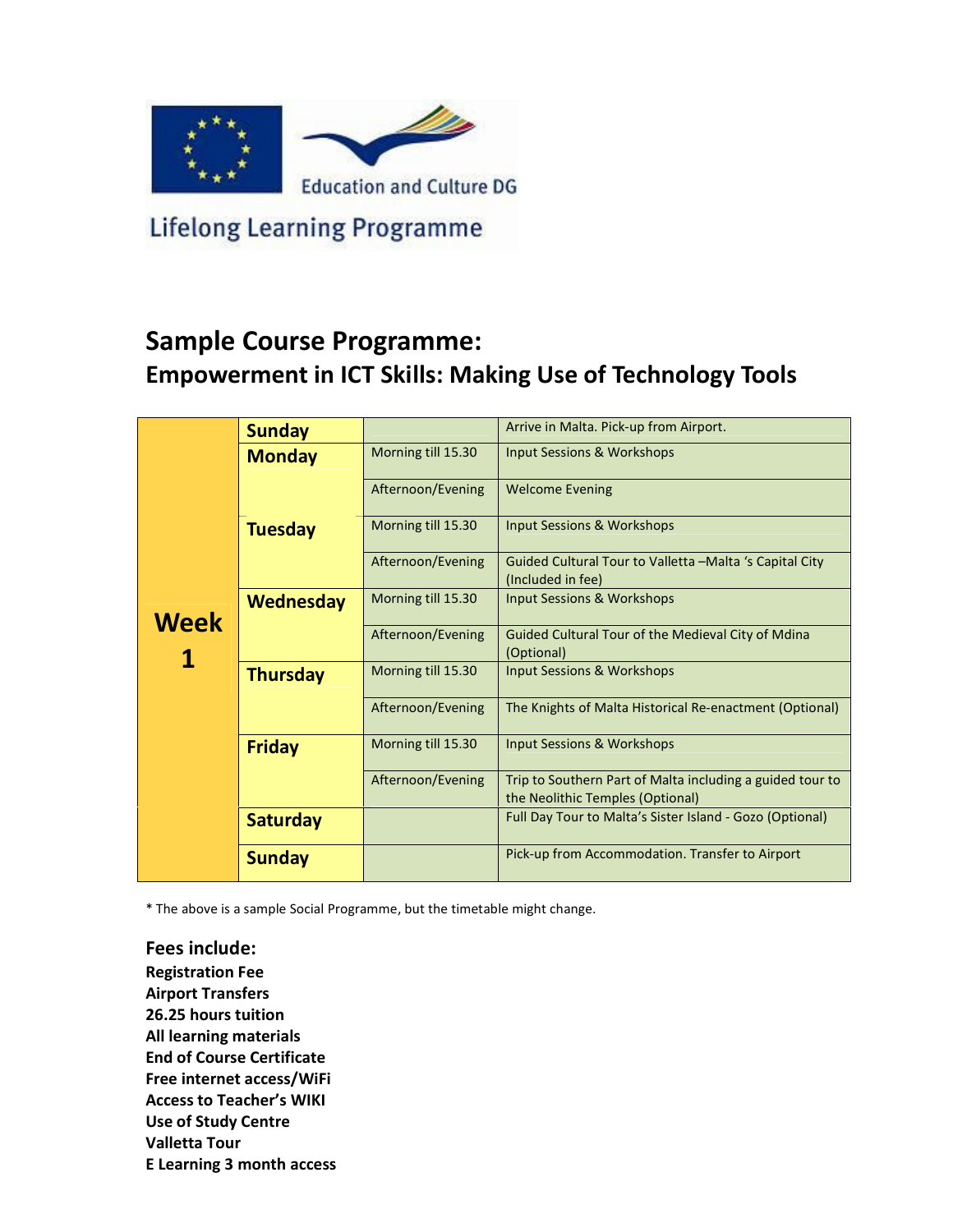Education and Culture DG

Lifelong Learning Programme

# Sample Course Programme:

## Empowerment in ICT Skills: Making Use of Technology Tools

| | Day | Time | Activity |
|---|---|---|---|
| **Week 1** | **Sunday** | | Arrive in Malta. Pick-up from Airport. |
| | **Monday** | Morning till 15.30 | Input Sessions & Workshops |
| | | Afternoon/Evening | Welcome Evening |
| | **Tuesday** | Morning till 15.30 | Input Sessions & Workshops |
| | | Afternoon/Evening | Guided Cultural Tour to Valletta –Malta 's Capital City (Included in fee) |
| | **Wednesday** | Morning till 15.30 | Input Sessions & Workshops |
| | | Afternoon/Evening | Guided Cultural Tour of the Medieval City of Mdina (Optional) |
| | **Thursday** | Morning till 15.30 | Input Sessions & Workshops |
| | | Afternoon/Evening | The Knights of Malta Historical Re-enactment (Optional) |
| | **Friday** | Morning till 15.30 | Input Sessions & Workshops |
| | | Afternoon/Evening | Trip to Southern Part of Malta including a guided tour to the Neolithic Temples (Optional) |
| | **Saturday** | | Full Day Tour to Malta's Sister Island - Gozo (Optional) |
| | **Sunday** | | Pick-up from Accommodation. Transfer to Airport |

* The above is a sample Social Programme, but the timetable might change.

### Fees include:

**Registration Fee**
**Airport Transfers**
**26.25 hours tuition**
**All learning materials**
**End of Course Certificate**
**Free internet access/WiFi**
**Access to Teacher's WIKI**
**Use of Study Centre**
**Valletta Tour**
**E Learning 3 month access**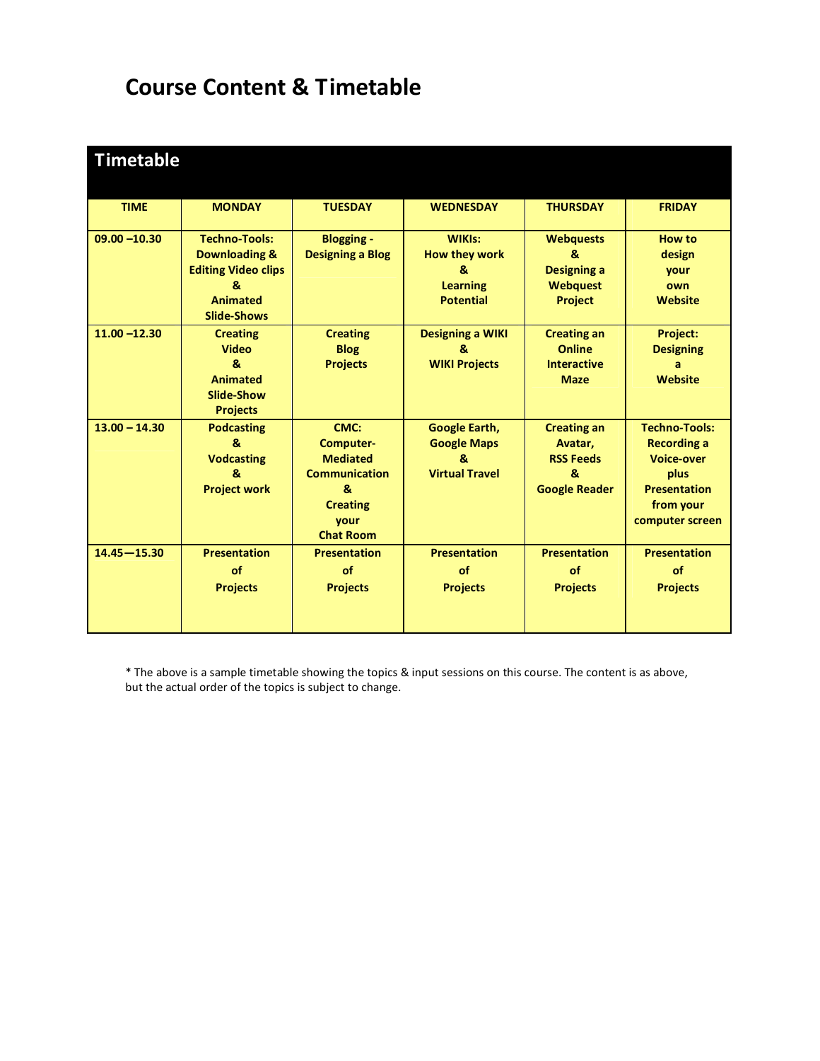# Course Content & Timetable

## Timetable

| TIME | MONDAY | TUESDAY | WEDNESDAY | THURSDAY | FRIDAY |
|---|---|---|---|---|---|
| **09.00 –10.30** | **Techno-Tools: Downloading & Editing Video clips & Animated Slide-Shows** | **Blogging - Designing a Blog** | **WIKIs: How they work & Learning Potential** | **Webquests & Designing a Webquest Project** | **How to design your own Website** |
| **11.00 –12.30** | **Creating Video & Animated Slide-Show Projects** | **Creating Blog Projects** | **Designing a WIKI & WIKI Projects** | **Creating an Online Interactive Maze** | **Project: Designing a Website** |
| **13.00 – 14.30** | **Podcasting & Vodcasting & Project work** | **CMC: Computer-Mediated Communication & Creating your Chat Room** | **Google Earth, Google Maps & Virtual Travel** | **Creating an Avatar, RSS Feeds & Google Reader** | **Techno-Tools: Recording a Voice-over plus Presentation from your computer screen** |
| **14.45—15.30** | **Presentation of Projects** | **Presentation of Projects** | **Presentation of Projects** | **Presentation of Projects** | **Presentation of Projects** |

* The above is a sample timetable showing the topics & input sessions on this course. The content is as above, but the actual order of the topics is subject to change.